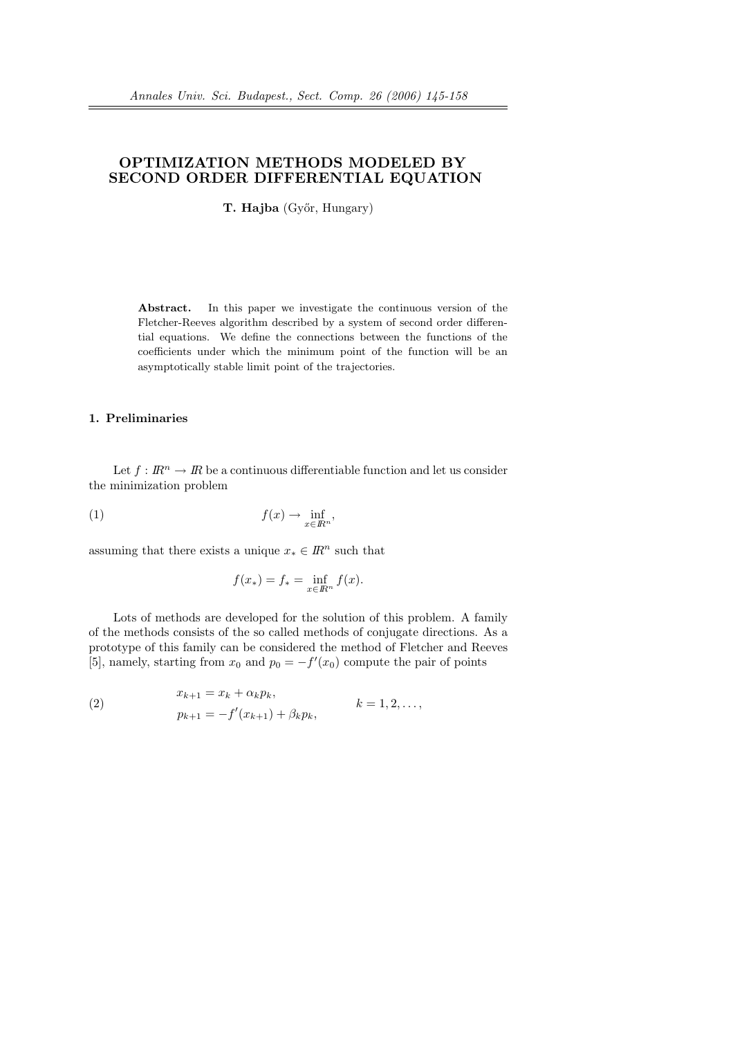# OPTIMIZATION METHODS MODELED BY SECOND ORDER DIFFERENTIAL EQUATION

**T. Hajba** (Győr, Hungary)

**Abstract.** In this paper we investigate the continuous version of the Fletcher-Reeves algorithm described by a system of second order differential equations. We define the connections between the functions of the coefficients under which the minimum point of the function will be an asymptotically stable limit point of the trajectories.

## 1. Preliminaries

Let $f : \mathbb{R}^n \to \mathbb{R}$ be a continuous differentiable function and let us consider the minimization problem

$$f(x) \to \inf_{x \in \mathbb{R}^n}, \tag{1}$$

assuming that there exists a unique $x_* \in \mathbb{R}^n$ such that

$$f(x_*) = f_* = \inf_{x \in \mathbb{R}^n} f(x).$$

Lots of methods are developed for the solution of this problem. A family of the methods consists of the so called methods of conjugate directions. As a prototype of this family can be considered the method of Fletcher and Reeves [5], namely, starting from $x_0$ and $p_0 = -f'(x_0)$ compute the pair of points

$$\begin{aligned} x_{k+1} &= x_k + \alpha_k p_k, \\ p_{k+1} &= -f'(x_{k+1}) + \beta_k p_k, \end{aligned} \qquad k = 1, 2, \dots, \tag{2}$$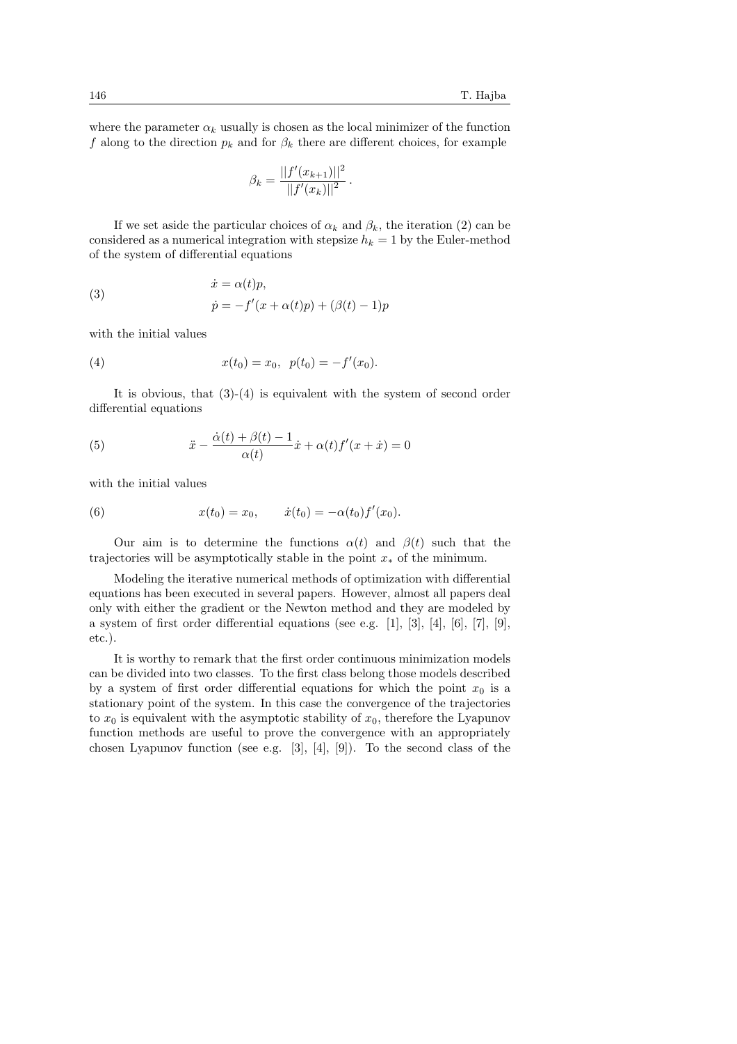where the parameter $\alpha_k$ usually is chosen as the local minimizer of the function $f$ along to the direction $p_k$ and for $\beta_k$ there are different choices, for example

$$\beta_k = \frac{||f'(x_{k+1})||^2}{||f'(x_k)||^2}.$$

If we set aside the particular choices of $\alpha_k$ and $\beta_k$, the iteration (2) can be considered as a numerical integration with stepsize $h_k = 1$ by the Euler-method of the system of differential equations

$$\begin{aligned} \dot{x} &= \alpha(t)p, \\ \dot{p} &= -f'(x + \alpha(t)p) + (\beta(t) - 1)p \end{aligned} \tag{3}$$

with the initial values

$$x(t_0) = x_0, \;\; p(t_0) = -f'(x_0). \tag{4}$$

It is obvious, that (3)-(4) is equivalent with the system of second order differential equations

$$\ddot{x} - \frac{\dot{\alpha}(t) + \beta(t) - 1}{\alpha(t)}\dot{x} + \alpha(t)f'(x + \dot{x}) = 0 \tag{5}$$

with the initial values

$$x(t_0) = x_0, \qquad \dot{x}(t_0) = -\alpha(t_0)f'(x_0). \tag{6}$$

Our aim is to determine the functions $\alpha(t)$ and $\beta(t)$ such that the trajectories will be asymptotically stable in the point $x_*$ of the minimum.

Modeling the iterative numerical methods of optimization with differential equations has been executed in several papers. However, almost all papers deal only with either the gradient or the Newton method and they are modeled by a system of first order differential equations (see e.g. [1], [3], [4], [6], [7], [9], etc.).

It is worthy to remark that the first order continuous minimization models can be divided into two classes. To the first class belong those models described by a system of first order differential equations for which the point $x_0$ is a stationary point of the system. In this case the convergence of the trajectories to $x_0$ is equivalent with the asymptotic stability of $x_0$, therefore the Lyapunov function methods are useful to prove the convergence with an appropriately chosen Lyapunov function (see e.g. [3], [4], [9]). To the second class of the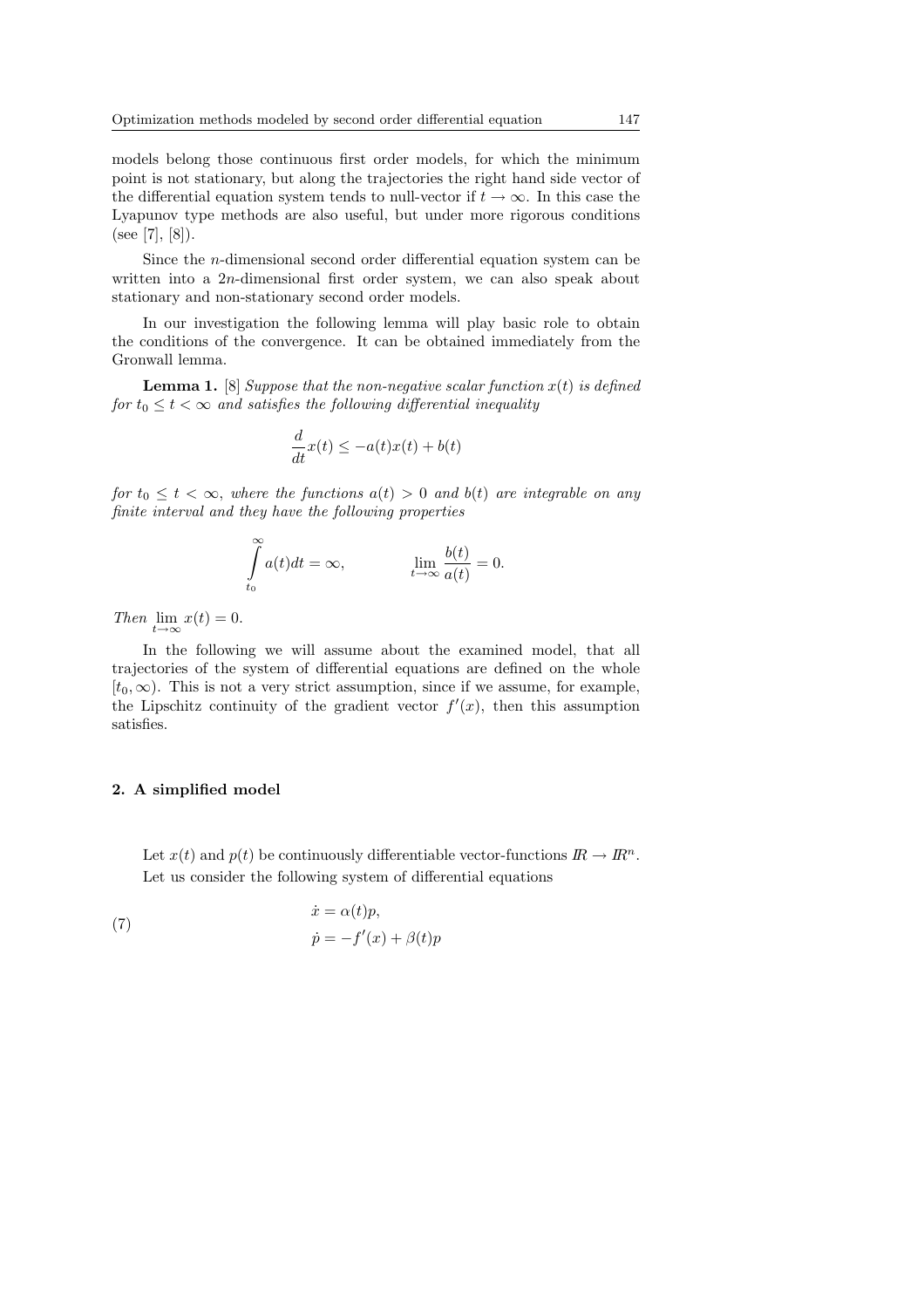models belong those continuous first order models, for which the minimum point is not stationary, but along the trajectories the right hand side vector of the differential equation system tends to null-vector if $t \to \infty$. In this case the Lyapunov type methods are also useful, but under more rigorous conditions (see [7], [8]).

Since the $n$-dimensional second order differential equation system can be written into a $2n$-dimensional first order system, we can also speak about stationary and non-stationary second order models.

In our investigation the following lemma will play basic role to obtain the conditions of the convergence. It can be obtained immediately from the Gronwall lemma.

**Lemma 1.** [8] *Suppose that the non-negative scalar function $x(t)$ is defined for $t_0 \leq t < \infty$ and satisfies the following differential inequality*

$$\frac{d}{dt}x(t) \leq -a(t)x(t) + b(t)$$

*for $t_0 \leq t < \infty$, where the functions $a(t) > 0$ and $b(t)$ are integrable on any finite interval and they have the following properties*

$$\int_{t_0}^{\infty} a(t)dt = \infty, \qquad \lim_{t \to \infty} \frac{b(t)}{a(t)} = 0.$$

*Then* $\lim_{t \to \infty} x(t) = 0$.

In the following we will assume about the examined model, that all trajectories of the system of differential equations are defined on the whole $[t_0, \infty)$. This is not a very strict assumption, since if we assume, for example, the Lipschitz continuity of the gradient vector $f'(x)$, then this assumption satisfies.

## 2. A simplified model

Let $x(t)$ and $p(t)$ be continuously differentiable vector-functions $\mathbb{R} \to \mathbb{R}^n$.

Let us consider the following system of differential equations

$$\begin{aligned} \dot{x} &= \alpha(t)p, \\ \dot{p} &= -f'(x) + \beta(t)p \end{aligned} \tag{7}$$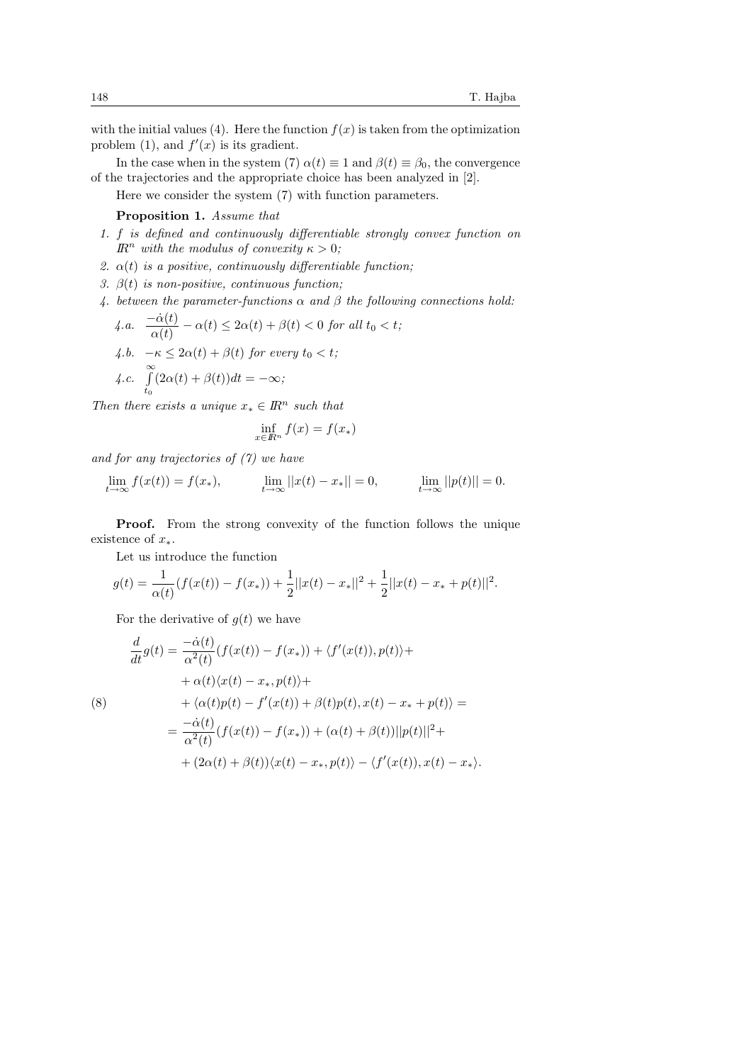with the initial values (4). Here the function $f(x)$ is taken from the optimization problem (1), and $f'(x)$ is its gradient.

In the case when in the system (7) $\alpha(t) \equiv 1$ and $\beta(t) \equiv \beta_0$, the convergence of the trajectories and the appropriate choice has been analyzed in [2].

Here we consider the system (7) with function parameters.

**Proposition 1.** *Assume that*

1. *$f$ is defined and continuously differentiable strongly convex function on $\mathbb{R}^n$ with the modulus of convexity $\kappa > 0$;*
2. *$\alpha(t)$ is a positive, continuously differentiable function;*
3. *$\beta(t)$ is non-positive, continuous function;*
4. *between the parameter-functions $\alpha$ and $\beta$ the following connections hold:*

   *4.a.* $\dfrac{-\dot{\alpha}(t)}{\alpha(t)} - \alpha(t) \leq 2\alpha(t) + \beta(t) < 0$ *for all* $t_0 < t$;

   *4.b.* $-\kappa \leq 2\alpha(t) + \beta(t)$ *for every* $t_0 < t$;

   *4.c.* $\int\limits_{t_0}^{\infty} (2\alpha(t) + \beta(t))dt = -\infty$;

*Then there exists a unique $x_* \in \mathbb{R}^n$ such that*

$$\inf_{x \in \mathbb{R}^n} f(x) = f(x_*)$$

*and for any trajectories of (7) we have*

$$\lim_{t\to\infty} f(x(t)) = f(x_*), \qquad \lim_{t\to\infty} ||x(t) - x_*|| = 0, \qquad \lim_{t\to\infty} ||p(t)|| = 0.$$

**Proof.** From the strong convexity of the function follows the unique existence of $x_*$.

Let us introduce the function

$$g(t) = \frac{1}{\alpha(t)}(f(x(t)) - f(x_*)) + \frac{1}{2}||x(t) - x_*||^2 + \frac{1}{2}||x(t) - x_* + p(t)||^2.$$

For the derivative of $g(t)$ we have

$$\begin{aligned}
\frac{d}{dt}g(t) &= \frac{-\dot{\alpha}(t)}{\alpha^2(t)}(f(x(t)) - f(x_*)) + \langle f'(x(t)), p(t)\rangle + \\
&\quad + \alpha(t)\langle x(t) - x_*, p(t)\rangle + \\
&\quad + \langle \alpha(t)p(t) - f'(x(t)) + \beta(t)p(t), x(t) - x_* + p(t)\rangle = \\
&= \frac{-\dot{\alpha}(t)}{\alpha^2(t)}(f(x(t)) - f(x_*)) + (\alpha(t) + \beta(t))||p(t)||^2 + \\
&\quad + (2\alpha(t) + \beta(t))\langle x(t) - x_*, p(t)\rangle - \langle f'(x(t)), x(t) - x_*\rangle.
\end{aligned} \tag{8}$$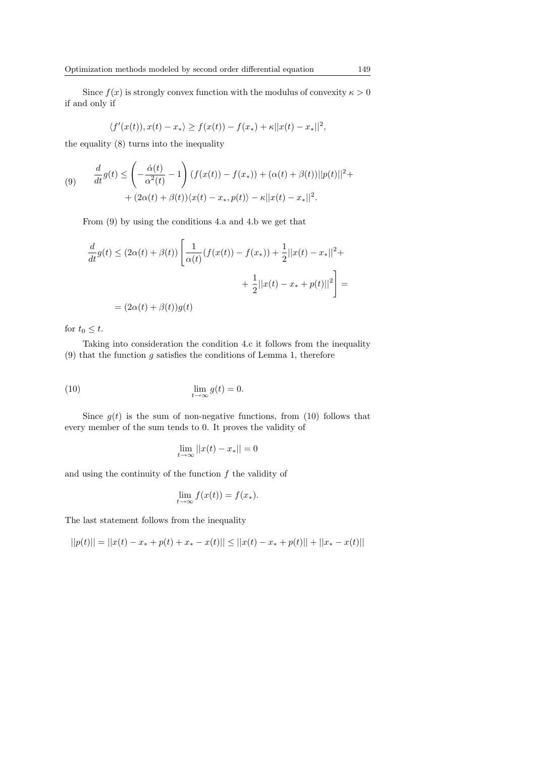Since $f(x)$ is strongly convex function with the modulus of convexity $\kappa > 0$ if and only if

$$\langle f'(x(t)), x(t) - x_* \rangle \geq f(x(t)) - f(x_*) + \kappa ||x(t) - x_*||^2,$$

the equality (8) turns into the inequality

$$\frac{d}{dt}g(t) \leq \left( -\frac{\dot{\alpha}(t)}{\alpha^2(t)} - 1 \right)(f(x(t)) - f(x_*)) + (\alpha(t) + \beta(t))||p(t)||^2 + \\ + (2\alpha(t) + \beta(t))\langle x(t) - x_*, p(t) \rangle - \kappa ||x(t) - x_*||^2. \tag{9}$$

From (9) by using the conditions 4.a and 4.b we get that

$$\frac{d}{dt}g(t) \leq (2\alpha(t) + \beta(t)) \left[ \frac{1}{\alpha(t)}(f(x(t)) - f(x_*)) + \frac{1}{2}||x(t) - x_*||^2 + \right. \\ \left. + \frac{1}{2}||x(t) - x_* + p(t)||^2 \right] = \\ = (2\alpha(t) + \beta(t))g(t)$$

for $t_0 \leq t$.

Taking into consideration the condition 4.c it follows from the inequality (9) that the function $g$ satisfies the conditions of Lemma 1, therefore

$$\lim_{t \to \infty} g(t) = 0. \tag{10}$$

Since $g(t)$ is the sum of non-negative functions, from (10) follows that every member of the sum tends to 0. It proves the validity of

$$\lim_{t \to \infty} ||x(t) - x_*|| = 0$$

and using the continuity of the function $f$ the validity of

$$\lim_{t \to \infty} f(x(t)) = f(x_*).$$

The last statement follows from the inequality

$$||p(t)|| = ||x(t) - x_* + p(t) + x_* - x(t)|| \leq ||x(t) - x_* + p(t)|| + ||x_* - x(t)||$$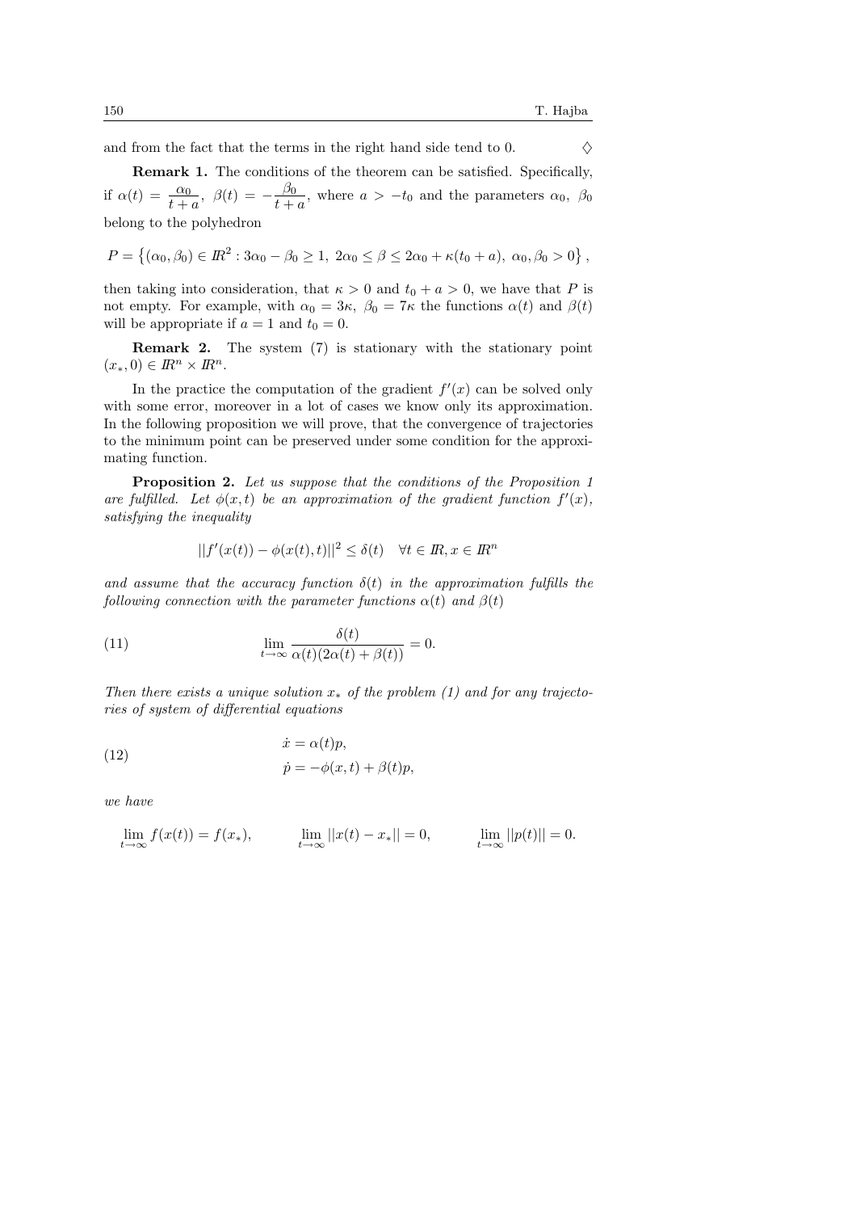and from the fact that the terms in the right hand side tend to 0. $\diamondsuit$

**Remark 1.** The conditions of the theorem can be satisfied. Specifically, if $\alpha(t) = \dfrac{\alpha_0}{t+a}$, $\beta(t) = -\dfrac{\beta_0}{t+a}$, where $a > -t_0$ and the parameters $\alpha_0$, $\beta_0$ belong to the polyhedron

$$P = \left\{(\alpha_0, \beta_0) \in I\!R^2 : 3\alpha_0 - \beta_0 \geq 1,\ 2\alpha_0 \leq \beta \leq 2\alpha_0 + \kappa(t_0 + a),\ \alpha_0, \beta_0 > 0\right\},$$

then taking into consideration, that $\kappa > 0$ and $t_0 + a > 0$, we have that $P$ is not empty. For example, with $\alpha_0 = 3\kappa$, $\beta_0 = 7\kappa$ the functions $\alpha(t)$ and $\beta(t)$ will be appropriate if $a = 1$ and $t_0 = 0$.

**Remark 2.** The system (7) is stationary with the stationary point $(x_*, 0) \in I\!R^n \times I\!R^n$.

In the practice the computation of the gradient $f'(x)$ can be solved only with some error, moreover in a lot of cases we know only its approximation. In the following proposition we will prove, that the convergence of trajectories to the minimum point can be preserved under some condition for the approximating function.

**Proposition 2.** *Let us suppose that the conditions of the Proposition 1 are fulfilled. Let $\phi(x,t)$ be an approximation of the gradient function $f'(x)$, satisfying the inequality*

$$||f'(x(t)) - \phi(x(t),t)||^2 \leq \delta(t) \quad \forall t \in I\!R, x \in I\!R^n$$

*and assume that the accuracy function $\delta(t)$ in the approximation fulfills the following connection with the parameter functions $\alpha(t)$ and $\beta(t)$*

$$\lim_{t\to\infty} \frac{\delta(t)}{\alpha(t)(2\alpha(t) + \beta(t))} = 0. \tag{11}$$

*Then there exists a unique solution $x_*$ of the problem (1) and for any trajectories of system of differential equations*

$$\begin{aligned} \dot{x} &= \alpha(t)p, \\ \dot{p} &= -\phi(x,t) + \beta(t)p, \end{aligned} \tag{12}$$

*we have*

$$\lim_{t\to\infty} f(x(t)) = f(x_*), \qquad \lim_{t\to\infty} ||x(t) - x_*|| = 0, \qquad \lim_{t\to\infty} ||p(t)|| = 0.$$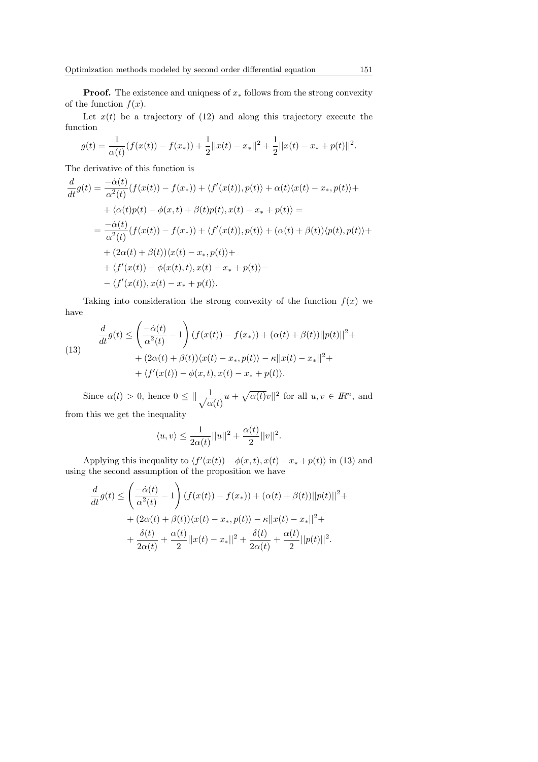**Proof.** The existence and uniqness of $x_*$ follows from the strong convexity of the function $f(x)$.

Let $x(t)$ be a trajectory of (12) and along this trajectory execute the function

$$g(t) = \frac{1}{\alpha(t)}(f(x(t)) - f(x_*)) + \frac{1}{2}||x(t) - x_*||^2 + \frac{1}{2}||x(t) - x_* + p(t)||^2.$$

The derivative of this function is

$$\begin{aligned}
\frac{d}{dt}g(t) &= \frac{-\dot{\alpha}(t)}{\alpha^2(t)}(f(x(t)) - f(x_*)) + \langle f'(x(t)), p(t)\rangle + \alpha(t)\langle x(t) - x_*, p(t)\rangle + \\
&\quad + \langle \alpha(t)p(t) - \phi(x,t) + \beta(t)p(t), x(t) - x_* + p(t)\rangle = \\
&= \frac{-\dot{\alpha}(t)}{\alpha^2(t)}(f(x(t)) - f(x_*)) + \langle f'(x(t)), p(t)\rangle + (\alpha(t) + \beta(t))\langle p(t), p(t)\rangle + \\
&\quad + (2\alpha(t) + \beta(t))\langle x(t) - x_*, p(t)\rangle + \\
&\quad + \langle f'(x(t)) - \phi(x(t),t), x(t) - x_* + p(t)\rangle - \\
&\quad - \langle f'(x(t)), x(t) - x_* + p(t)\rangle.
\end{aligned}$$

Taking into consideration the strong convexity of the function $f(x)$ we have

$$\begin{aligned}
\frac{d}{dt}g(t) &\leq \left(\frac{-\dot{\alpha}(t)}{\alpha^2(t)} - 1\right)(f(x(t)) - f(x_*)) + (\alpha(t) + \beta(t))||p(t)||^2 + \\
&\quad + (2\alpha(t) + \beta(t))\langle x(t) - x_*, p(t)\rangle - \kappa||x(t) - x_*||^2 + \\
&\quad + \langle f'(x(t)) - \phi(x,t), x(t) - x_* + p(t)\rangle.
\end{aligned} \tag{13}$$

Since $\alpha(t) > 0$, hence $0 \leq ||\frac{1}{\sqrt{\alpha(t)}}u + \sqrt{\alpha(t)}v||^2$ for all $u, v \in I\!R^n$, and from this we get the inequality

$$\langle u, v\rangle \leq \frac{1}{2\alpha(t)}||u||^2 + \frac{\alpha(t)}{2}||v||^2.$$

Applying this inequality to $\langle f'(x(t)) - \phi(x,t), x(t) - x_* + p(t)\rangle$ in (13) and using the second assumption of the proposition we have

$$\begin{aligned}
\frac{d}{dt}g(t) &\leq \left(\frac{-\dot{\alpha}(t)}{\alpha^2(t)} - 1\right)(f(x(t)) - f(x_*)) + (\alpha(t) + \beta(t))||p(t)||^2 + \\
&\quad + (2\alpha(t) + \beta(t))\langle x(t) - x_*, p(t)\rangle - \kappa||x(t) - x_*||^2 + \\
&\quad + \frac{\delta(t)}{2\alpha(t)} + \frac{\alpha(t)}{2}||x(t) - x_*||^2 + \frac{\delta(t)}{2\alpha(t)} + \frac{\alpha(t)}{2}||p(t)||^2.
\end{aligned}$$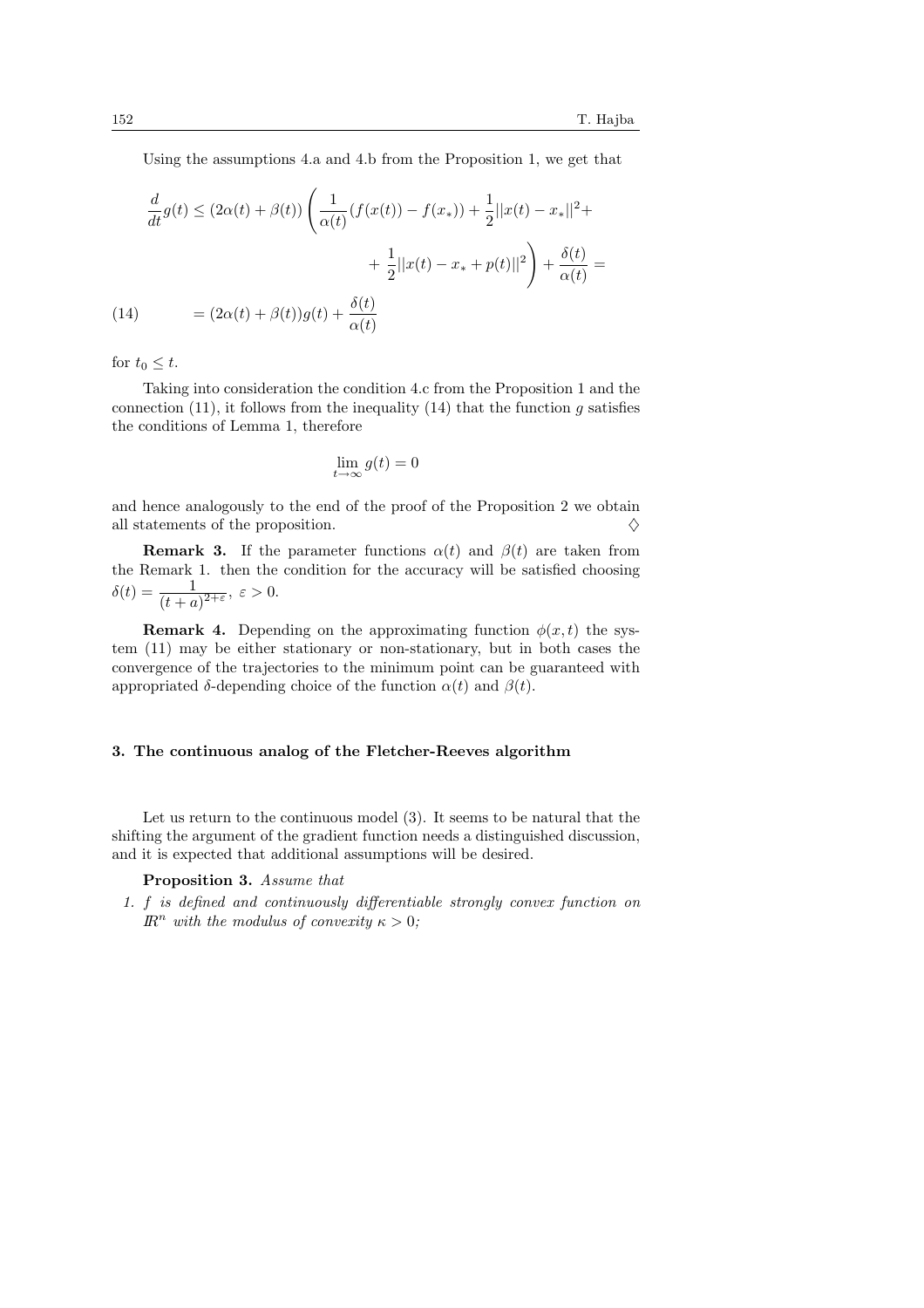Using the assumptions 4.a and 4.b from the Proposition 1, we get that

$$\frac{d}{dt}g(t) \leq (2\alpha(t)+\beta(t))\left(\frac{1}{\alpha(t)}(f(x(t))-f(x_*))+\frac{1}{2}||x(t)-x_*||^2+ \right.$$

$$\left. +\ \frac{1}{2}||x(t)-x_*+p(t)||^2\right)+\frac{\delta(t)}{\alpha(t)}=$$

$$= (2\alpha(t)+\beta(t))g(t)+\frac{\delta(t)}{\alpha(t)} \tag{14}$$

for $t_0 \leq t$.

Taking into consideration the condition 4.c from the Proposition 1 and the connection (11), it follows from the inequality (14) that the function $g$ satisfies the conditions of Lemma 1, therefore

$$\lim_{t\to\infty} g(t) = 0$$

and hence analogously to the end of the proof of the Proposition 2 we obtain all statements of the proposition. ♢

**Remark 3.** If the parameter functions $\alpha(t)$ and $\beta(t)$ are taken from the Remark 1. then the condition for the accuracy will be satisfied choosing $\delta(t) = \dfrac{1}{(t+a)^{2+\varepsilon}}$, $\varepsilon > 0$.

**Remark 4.** Depending on the approximating function $\phi(x,t)$ the system (11) may be either stationary or non-stationary, but in both cases the convergence of the trajectories to the minimum point can be guaranteed with appropriated $\delta$-depending choice of the function $\alpha(t)$ and $\beta(t)$.

## 3. The continuous analog of the Fletcher-Reeves algorithm

Let us return to the continuous model (3). It seems to be natural that the shifting the argument of the gradient function needs a distinguished discussion, and it is expected that additional assumptions will be desired.

**Proposition 3.** *Assume that*

1. *$f$ is defined and continuously differentiable strongly convex function on $\mathbb{R}^n$ with the modulus of convexity $\kappa > 0$;*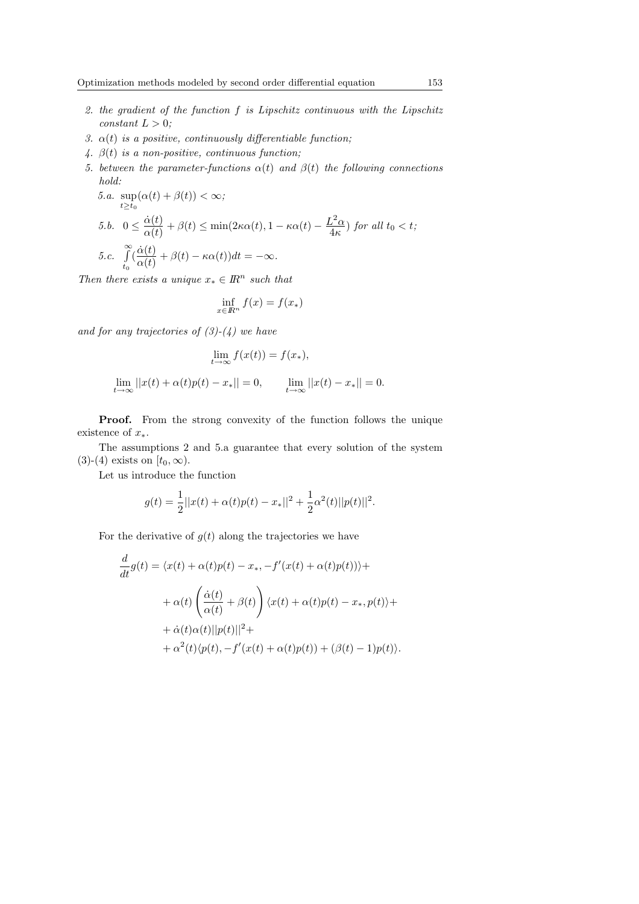*2. the gradient of the function $f$ is Lipschitz continuous with the Lipschitz constant $L > 0$;*

*3. $\alpha(t)$ is a positive, continuously differentiable function;*

*4. $\beta(t)$ is a non-positive, continuous function;*

*5. between the parameter-functions $\alpha(t)$ and $\beta(t)$ the following connections hold:*

*5.a.* $\sup_{t \geq t_0}(\alpha(t) + \beta(t)) < \infty$;

*5.b.* $0 \leq \dfrac{\dot{\alpha}(t)}{\alpha(t)} + \beta(t) \leq \min(2\kappa\alpha(t), 1 - \kappa\alpha(t) - \dfrac{L^2\alpha}{4\kappa})$ *for all* $t_0 < t$;

*5.c.* $\int_{t_0}^{\infty} (\dfrac{\dot{\alpha}(t)}{\alpha(t)} + \beta(t) - \kappa\alpha(t))dt = -\infty$.

*Then there exists a unique $x_* \in \mathbb{R}^n$ such that*

$$\inf_{x \in \mathbb{R}^n} f(x) = f(x_*)$$

*and for any trajectories of (3)-(4) we have*

$$\lim_{t \to \infty} f(x(t)) = f(x_*),$$

$$\lim_{t \to \infty} ||x(t) + \alpha(t)p(t) - x_*|| = 0, \qquad \lim_{t \to \infty} ||x(t) - x_*|| = 0.$$

**Proof.** From the strong convexity of the function follows the unique existence of $x_*$.

The assumptions 2 and 5.a guarantee that every solution of the system (3)-(4) exists on $[t_0, \infty)$.

Let us introduce the function

$$g(t) = \frac{1}{2}||x(t) + \alpha(t)p(t) - x_*||^2 + \frac{1}{2}\alpha^2(t)||p(t)||^2.$$

For the derivative of $g(t)$ along the trajectories we have

$$\begin{aligned}
\frac{d}{dt}g(t) = &\langle x(t) + \alpha(t)p(t) - x_*, -f'(x(t) + \alpha(t)p(t))\rangle + \\
&+ \alpha(t)\left(\frac{\dot{\alpha}(t)}{\alpha(t)} + \beta(t)\right)\langle x(t) + \alpha(t)p(t) - x_*, p(t)\rangle + \\
&+ \dot{\alpha}(t)\alpha(t)||p(t)||^2 + \\
&+ \alpha^2(t)\langle p(t), -f'(x(t) + \alpha(t)p(t)) + (\beta(t) - 1)p(t)\rangle.
\end{aligned}$$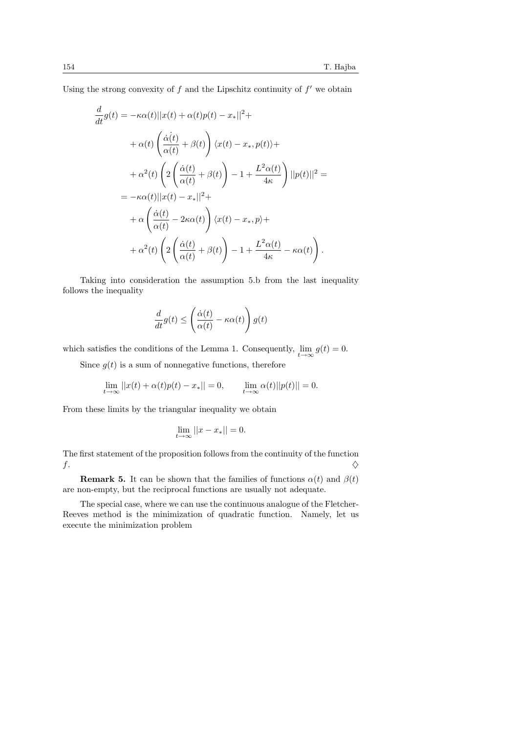Using the strong convexity of $f$ and the Lipschitz continuity of $f'$ we obtain

$$
\begin{aligned}
\frac{d}{dt}g(t) &= -\kappa\alpha(t)||x(t)+\alpha(t)p(t)-x_*||^2+ \\
&+\alpha(t)\left(\frac{\dot{\alpha}(t)}{\alpha(t)}+\beta(t)\right)\langle x(t)-x_*,p(t)\rangle+ \\
&+\alpha^2(t)\left(2\left(\frac{\dot{\alpha}(t)}{\alpha(t)}+\beta(t)\right)-1+\frac{L^2\alpha(t)}{4\kappa}\right)||p(t)||^2 = \\
&= -\kappa\alpha(t)||x(t)-x_*||^2+ \\
&+\alpha\left(\frac{\dot{\alpha}(t)}{\alpha(t)}-2\kappa\alpha(t)\right)\langle x(t)-x_*,p\rangle+ \\
&+\alpha^2(t)\left(2\left(\frac{\dot{\alpha}(t)}{\alpha(t)}+\beta(t)\right)-1+\frac{L^2\alpha(t)}{4\kappa}-\kappa\alpha(t)\right).
\end{aligned}
$$

Taking into consideration the assumption 5.b from the last inequality follows the inequality

$$
\frac{d}{dt}g(t) \le \left(\frac{\dot{\alpha}(t)}{\alpha(t)}-\kappa\alpha(t)\right)g(t)
$$

which satisfies the conditions of the Lemma 1. Consequently, $\lim_{t\to\infty} g(t)=0$.

Since $g(t)$ is a sum of nonnegative functions, therefore

$$
\lim_{t\to\infty}||x(t)+\alpha(t)p(t)-x_*||=0, \qquad \lim_{t\to\infty}\alpha(t)||p(t)||=0.
$$

From these limits by the triangular inequality we obtain

$$
\lim_{t\to\infty}||x-x_*||=0.
$$

The first statement of the proposition follows from the continuity of the function $f$. ♢

**Remark 5.** It can be shown that the families of functions $\alpha(t)$ and $\beta(t)$ are non-empty, but the reciprocal functions are usually not adequate.

The special case, where we can use the continuous analogue of the Fletcher-Reeves method is the minimization of quadratic function. Namely, let us execute the minimization problem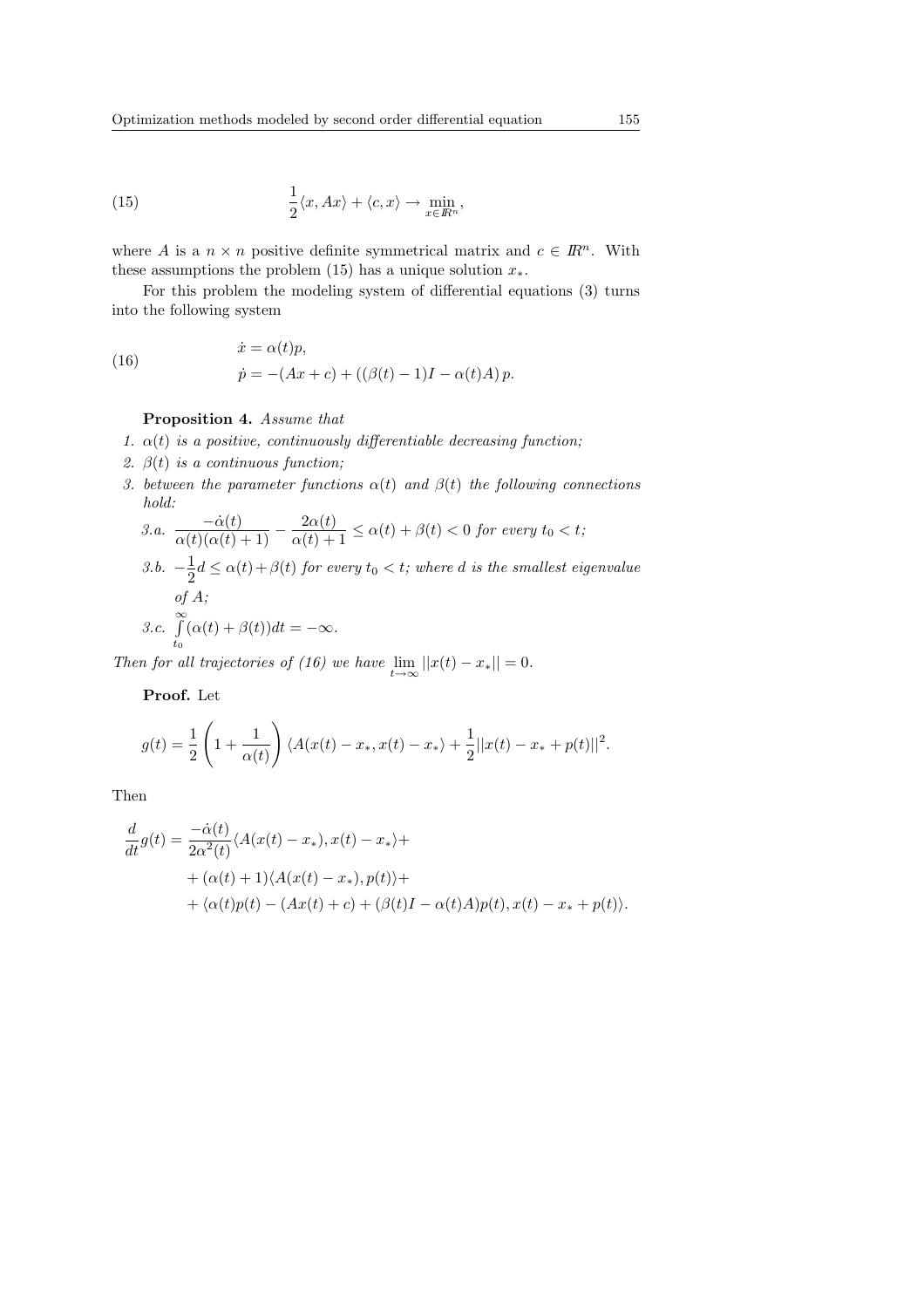$$
\frac{1}{2}\langle x, Ax\rangle + \langle c, x\rangle \to \min_{x \in I\!R^n}, \tag{15}
$$

where $A$ is a $n \times n$ positive definite symmetrical matrix and $c \in I\!R^n$. With these assumptions the problem (15) has a unique solution $x_*$.

For this problem the modeling system of differential equations (3) turns into the following system

$$
\begin{aligned}
&\dot{x} = \alpha(t)p, \\
&\dot{p} = -(Ax + c) + ((\beta(t) - 1)I - \alpha(t)A)\, p.
\end{aligned} \tag{16}
$$

**Proposition 4.** *Assume that*

1. *$\alpha(t)$ is a positive, continuously differentiable decreasing function;*
2. *$\beta(t)$ is a continuous function;*
3. *between the parameter functions $\alpha(t)$ and $\beta(t)$ the following connections hold:*

   *3.a.* $\dfrac{-\dot{\alpha}(t)}{\alpha(t)(\alpha(t)+1)} - \dfrac{2\alpha(t)}{\alpha(t)+1} \le \alpha(t) + \beta(t) < 0$ *for every $t_0 < t$;*

   *3.b.* $-\dfrac{1}{2}d \le \alpha(t) + \beta(t)$ *for every $t_0 < t$; where $d$ is the smallest eigenvalue of $A$;*

   *3.c.* $\displaystyle\int_{t_0}^{\infty}(\alpha(t) + \beta(t))dt = -\infty$.

*Then for all trajectories of (16) we have* $\lim\limits_{t\to\infty} ||x(t) - x_*|| = 0$.

**Proof.** Let

$$
g(t) = \frac{1}{2}\left(1 + \frac{1}{\alpha(t)}\right)\langle A(x(t) - x_*, x(t) - x_*\rangle + \frac{1}{2}||x(t) - x_* + p(t)||^2.
$$

Then

$$
\begin{aligned}
\frac{d}{dt}g(t) = &\frac{-\dot{\alpha}(t)}{2\alpha^2(t)}\langle A(x(t) - x_*), x(t) - x_*\rangle + \\
&+ (\alpha(t) + 1)\langle A(x(t) - x_*), p(t)\rangle + \\
&+ \langle \alpha(t)p(t) - (Ax(t) + c) + (\beta(t)I - \alpha(t)A)p(t), x(t) - x_* + p(t)\rangle.
\end{aligned}
$$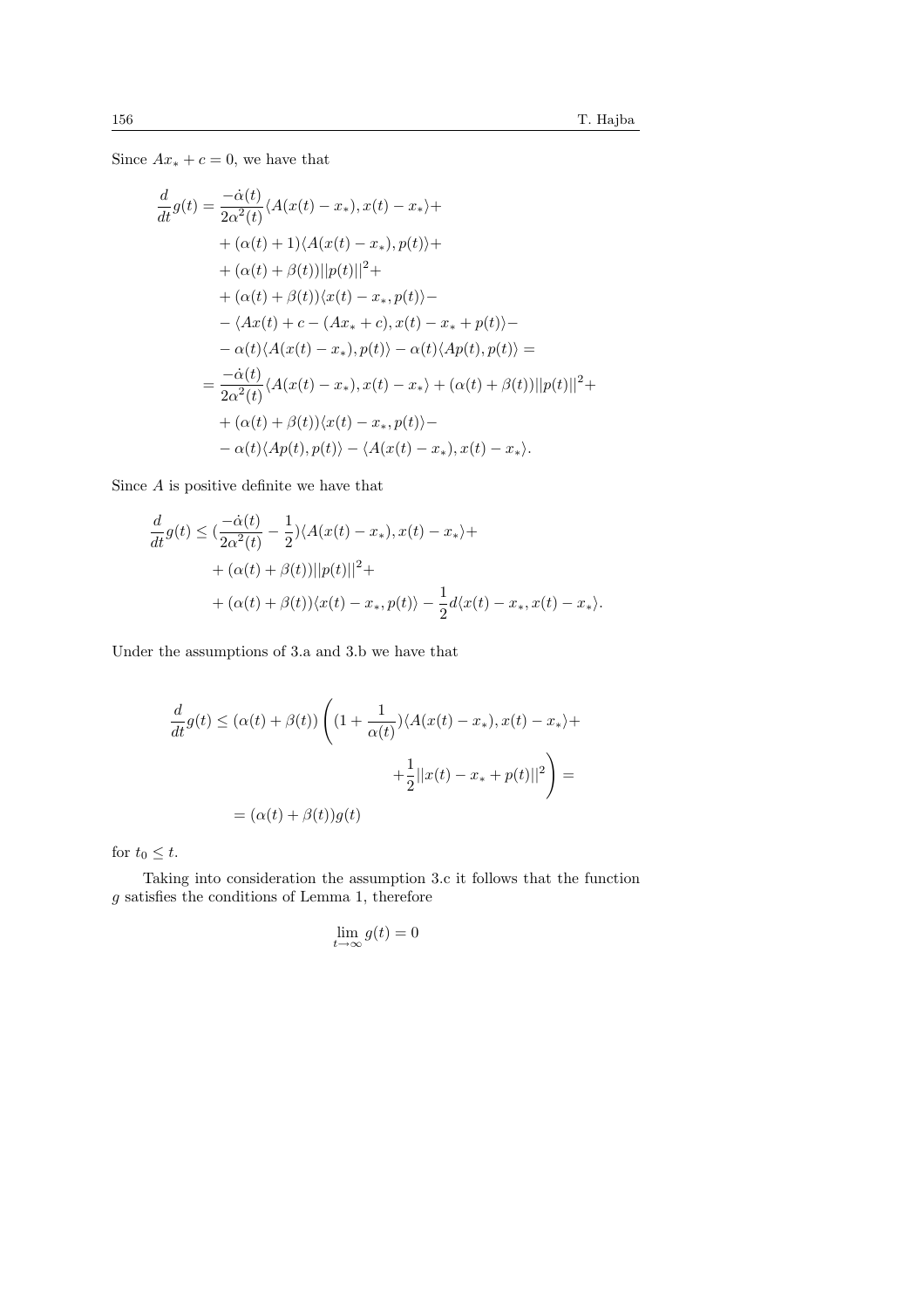Since $Ax_* + c = 0$, we have that

$$
\begin{aligned}
\frac{d}{dt}g(t) &= \frac{-\dot{\alpha}(t)}{2\alpha^2(t)}\langle A(x(t)-x_*), x(t)-x_*\rangle + \\
&+ (\alpha(t)+1)\langle A(x(t)-x_*), p(t)\rangle + \\
&+ (\alpha(t)+\beta(t))||p(t)||^2 + \\
&+ (\alpha(t)+\beta(t))\langle x(t)-x_*, p(t)\rangle - \\
&- \langle Ax(t)+c-(Ax_*+c), x(t)-x_*+p(t)\rangle - \\
&- \alpha(t)\langle A(x(t)-x_*), p(t)\rangle - \alpha(t)\langle Ap(t), p(t)\rangle = \\
&= \frac{-\dot{\alpha}(t)}{2\alpha^2(t)}\langle A(x(t)-x_*), x(t)-x_*\rangle + (\alpha(t)+\beta(t))||p(t)||^2 + \\
&+ (\alpha(t)+\beta(t))\langle x(t)-x_*, p(t)\rangle - \\
&- \alpha(t)\langle Ap(t), p(t)\rangle - \langle A(x(t)-x_*), x(t)-x_*\rangle.
\end{aligned}
$$

Since $A$ is positive definite we have that

$$
\begin{aligned}
\frac{d}{dt}g(t) &\leq (\frac{-\dot{\alpha}(t)}{2\alpha^2(t)} - \frac{1}{2})\langle A(x(t)-x_*), x(t)-x_*\rangle + \\
&+ (\alpha(t)+\beta(t))||p(t)||^2 + \\
&+ (\alpha(t)+\beta(t))\langle x(t)-x_*, p(t)\rangle - \frac{1}{2}d\langle x(t)-x_*, x(t)-x_*\rangle.
\end{aligned}
$$

Under the assumptions of 3.a and 3.b we have that

$$
\begin{aligned}
\frac{d}{dt}g(t) &\leq (\alpha(t)+\beta(t))\left((1+\frac{1}{\alpha(t)})\langle A(x(t)-x_*), x(t)-x_*\rangle + \right. \\
&\left. + \frac{1}{2}||x(t)-x_*+p(t)||^2\right) = \\
&= (\alpha(t)+\beta(t))g(t)
\end{aligned}
$$

for $t_0 \leq t$.

Taking into consideration the assumption 3.c it follows that the function $g$ satisfies the conditions of Lemma 1, therefore

$$
\lim_{t\to\infty} g(t) = 0
$$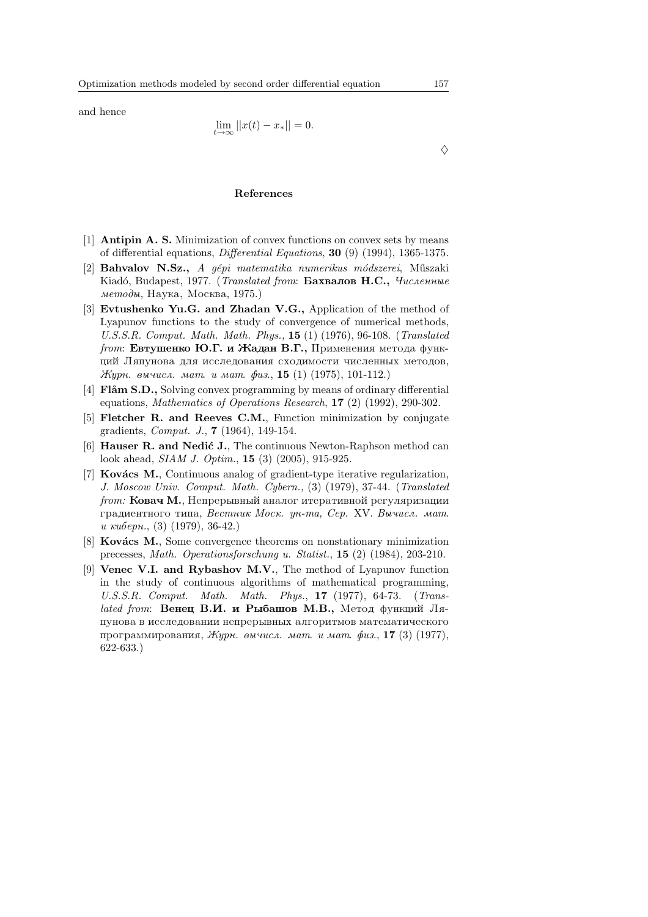and hence

$$\lim_{t\to\infty} ||x(t) - x_*|| = 0.$$

$\diamondsuit$

## References

[1] **Antipin A. S.** Minimization of convex functions on convex sets by means of differential equations, *Differential Equations*, **30** (9) (1994), 1365-1375.

[2] **Bahvalov N.Sz.,** *A gépi matematika numerikus módszerei*, Műszaki Kiadó, Budapest, 1977. (*Translated from*: **Бахвалов Н.С.,** *Численные методы*, Наука, Москва, 1975.)

[3] **Evtushenko Yu.G. and Zhadan V.G.,** Application of the method of Lyapunov functions to the study of convergence of numerical methods, *U.S.S.R. Comput. Math. Math. Phys.,* **15** (1) (1976), 96-108. (*Translated from*: **Евтушенко Ю.Г. и Жадан В.Г.,** Применения метода функций Ляпунова для исследования сходимости численных методов, *Журн. вычисл. мат. и мат. физ.*, **15** (1) (1975), 101-112.)

[4] **Flåm S.D.,** Solving convex programming by means of ordinary differential equations, *Mathematics of Operations Research*, **17** (2) (1992), 290-302.

[5] **Fletcher R. and Reeves C.M.**, Function minimization by conjugate gradients, *Comput. J.*, **7** (1964), 149-154.

[6] **Hauser R. and Nedić J.**, The continuous Newton-Raphson method can look ahead, *SIAM J. Optim.*, **15** (3) (2005), 915-925.

[7] **Kovács M.**, Continuous analog of gradient-type iterative regularization, *J. Moscow Univ. Comput. Math. Cybern.,* (3) (1979), 37-44. (*Translated from:* **Ковач М.**, Непрерывный аналог итеративной регуляризации градиентного типа, *Вестник Моск. ун-та, Сер.* XV. *Вычисл. мат. и киберн.*, (3) (1979), 36-42.)

[8] **Kovács M.**, Some convergence theorems on nonstationary minimization precesses, *Math. Operationsforschung u. Statist.*, **15** (2) (1984), 203-210.

[9] **Venec V.I. and Rybashov M.V.**, The method of Lyapunov function in the study of continuous algorithms of mathematical programming, *U.S.S.R. Comput. Math. Math. Phys.*, **17** (1977), 64-73. (*Translated from*: **Венец В.И. и Рыбашов М.В.,** Метод функций Ляпунова в исследовании непрерывных алгоритмов математического программирования, *Журн. вычисл. мат. и мат. физ.*, **17** (3) (1977), 622-633.)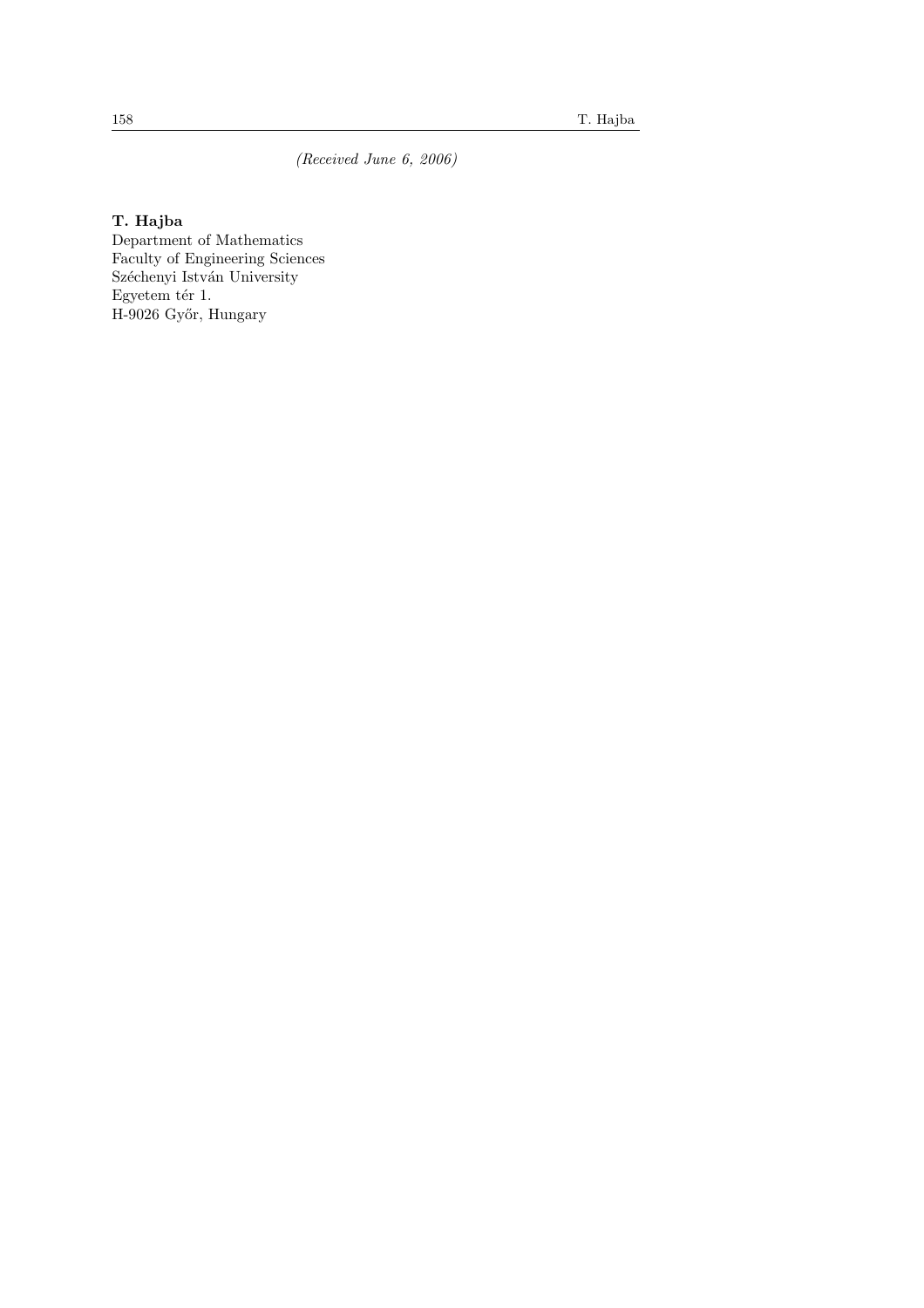*(Received June 6, 2006)*

**T. Hajba**
Department of Mathematics
Faculty of Engineering Sciences
Széchenyi István University
Egyetem tér 1.
H-9026 Győr, Hungary